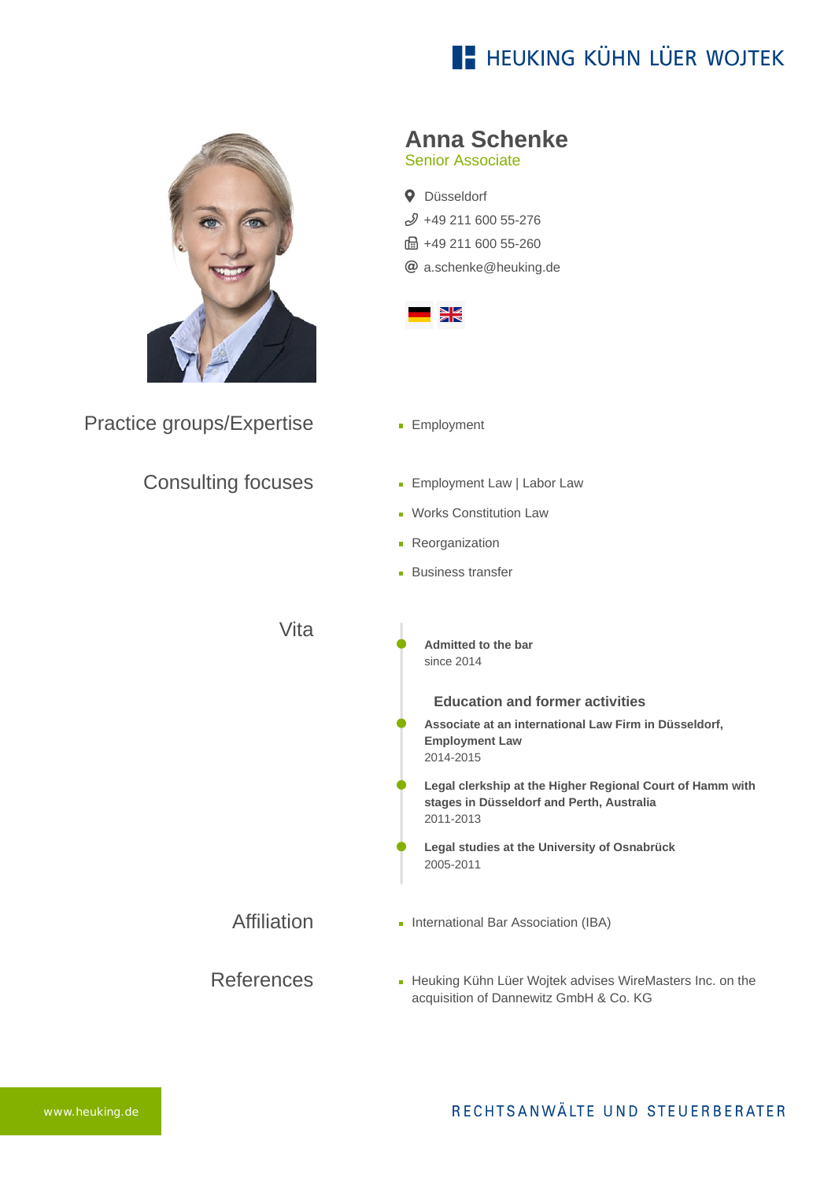HEUKING KÜHN LÜER WOJTEK

# Anna Schenke

Senior Associate

Düsseldorf
+49 211 600 55-276
+49 211 600 55-260
a.schenke@heuking.de

## Practice groups/Expertise

- Employment

## Consulting focuses

- Employment Law | Labor Law
- Works Constitution Law
- Reorganization
- Business transfer

## Vita

**Admitted to the bar**
since 2014

### Education and former activities

**Associate at an international Law Firm in Düsseldorf, Employment Law**
2014-2015

**Legal clerkship at the Higher Regional Court of Hamm with stages in Düsseldorf and Perth, Australia**
2011-2013

**Legal studies at the University of Osnabrück**
2005-2011

## Affiliation

- International Bar Association (IBA)

## References

- Heuking Kühn Lüer Wojtek advises WireMasters Inc. on the acquisition of Dannewitz GmbH & Co. KG

www.heuking.de

RECHTSANWÄLTE UND STEUERBERATER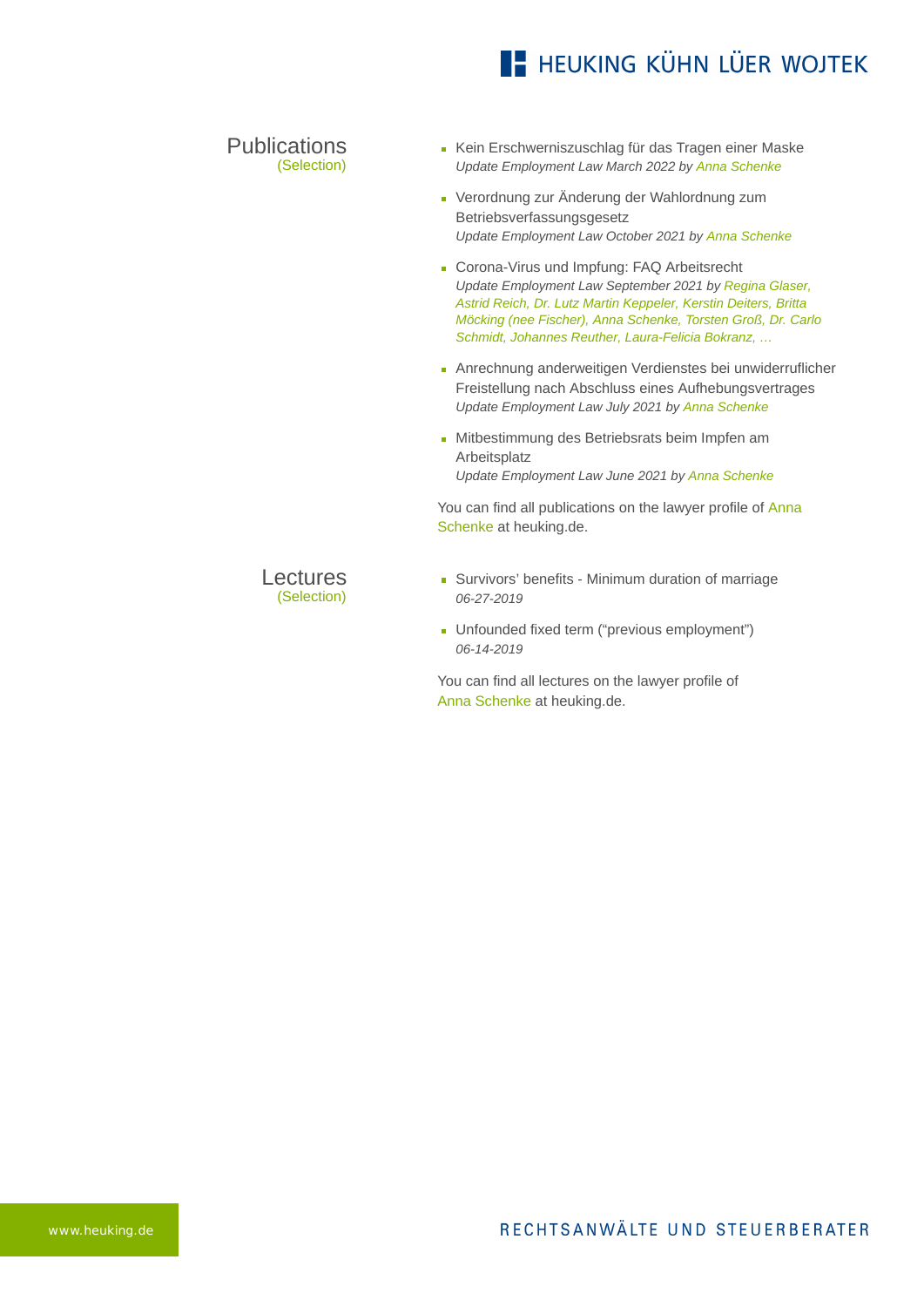## Publications
(Selection)

- Kein Erschwerniszuschlag für das Tragen einer Maske
  *Update Employment Law March 2022 by Anna Schenke*
- Verordnung zur Änderung der Wahlordnung zum Betriebsverfassungsgesetz
  *Update Employment Law October 2021 by Anna Schenke*
- Corona-Virus und Impfung: FAQ Arbeitsrecht
  *Update Employment Law September 2021 by Regina Glaser, Astrid Reich, Dr. Lutz Martin Keppeler, Kerstin Deiters, Britta Möcking (nee Fischer), Anna Schenke, Torsten Groß, Dr. Carlo Schmidt, Johannes Reuther, Laura-Felicia Bokranz, …*
- Anrechnung anderweitigen Verdienstes bei unwiderruflicher Freistellung nach Abschluss eines Aufhebungsvertrages
  *Update Employment Law July 2021 by Anna Schenke*
- Mitbestimmung des Betriebsrats beim Impfen am Arbeitsplatz
  *Update Employment Law June 2021 by Anna Schenke*

You can find all publications on the lawyer profile of Anna Schenke at heuking.de.

## Lectures
(Selection)

- Survivors' benefits - Minimum duration of marriage
  *06-27-2019*
- Unfounded fixed term ("previous employment")
  *06-14-2019*

You can find all lectures on the lawyer profile of Anna Schenke at heuking.de.